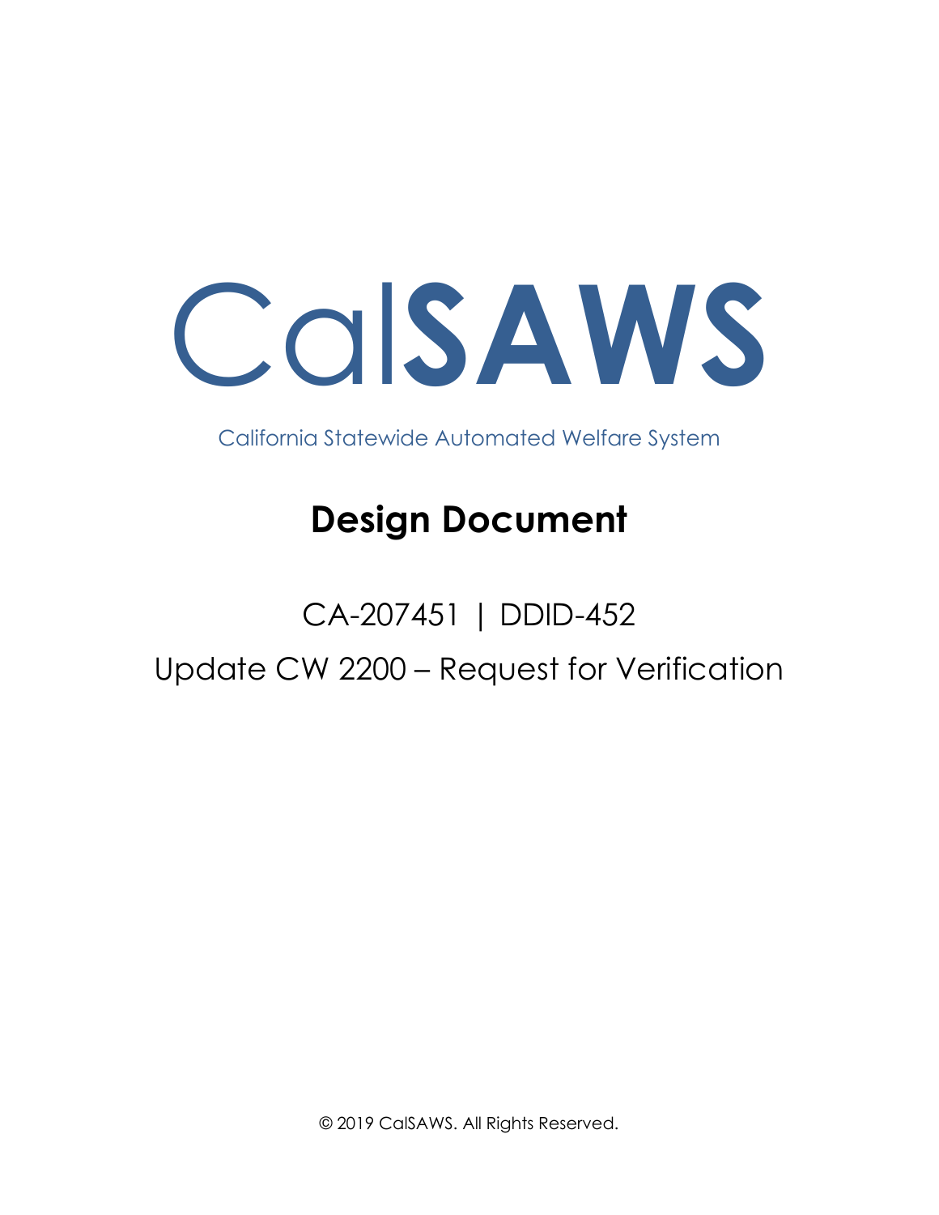# CalSAWS

California Statewide Automated Welfare System

## Design Document

CA-207451 | DDID-452

Update CW 2200 – Request for Verification

© 2019 CalSAWS. All Rights Reserved.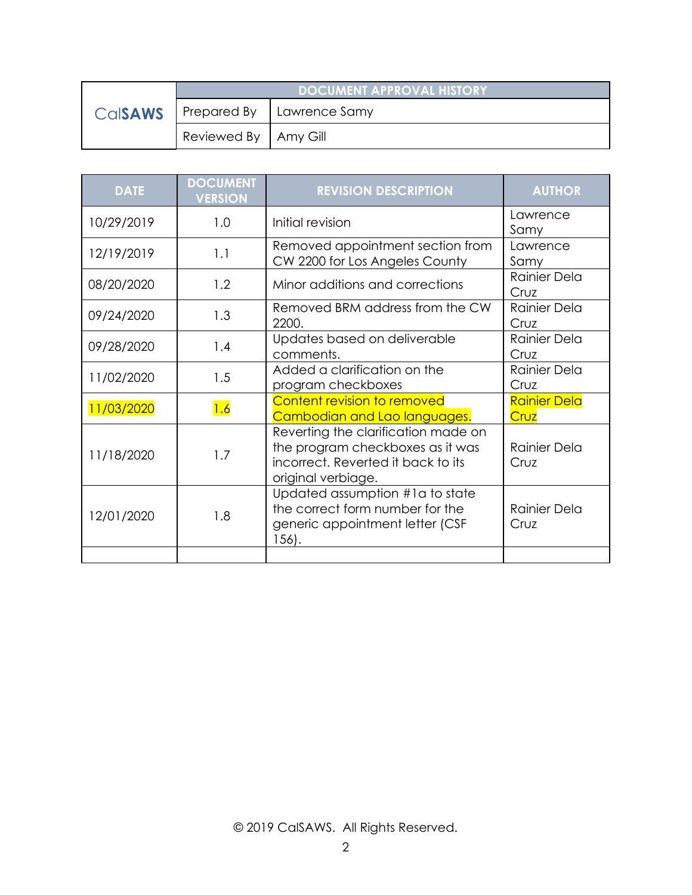| CalSAWS | DOCUMENT APPROVAL HISTORY | |
|---|---|---|
| | Prepared By | Lawrence Samy |
| | Reviewed By | Amy Gill |

| DATE | DOCUMENT VERSION | REVISION DESCRIPTION | AUTHOR |
|---|---|---|---|
| 10/29/2019 | 1.0 | Initial revision | Lawrence Samy |
| 12/19/2019 | 1.1 | Removed appointment section from CW 2200 for Los Angeles County | Lawrence Samy |
| 08/20/2020 | 1.2 | Minor additions and corrections | Rainier Dela Cruz |
| 09/24/2020 | 1.3 | Removed BRM address from the CW 2200. | Rainier Dela Cruz |
| 09/28/2020 | 1.4 | Updates based on deliverable comments. | Rainier Dela Cruz |
| 11/02/2020 | 1.5 | Added a clarification on the program checkboxes | Rainier Dela Cruz |
| 11/03/2020 | 1.6 | Content revision to removed Cambodian and Lao languages. | Rainier Dela Cruz |
| 11/18/2020 | 1.7 | Reverting the clarification made on the program checkboxes as it was incorrect. Reverted it back to its original verbiage. | Rainier Dela Cruz |
| 12/01/2020 | 1.8 | Updated assumption #1a to state the correct form number for the generic appointment letter (CSF 156). | Rainier Dela Cruz |
| | | | |

© 2019 CalSAWS. All Rights Reserved.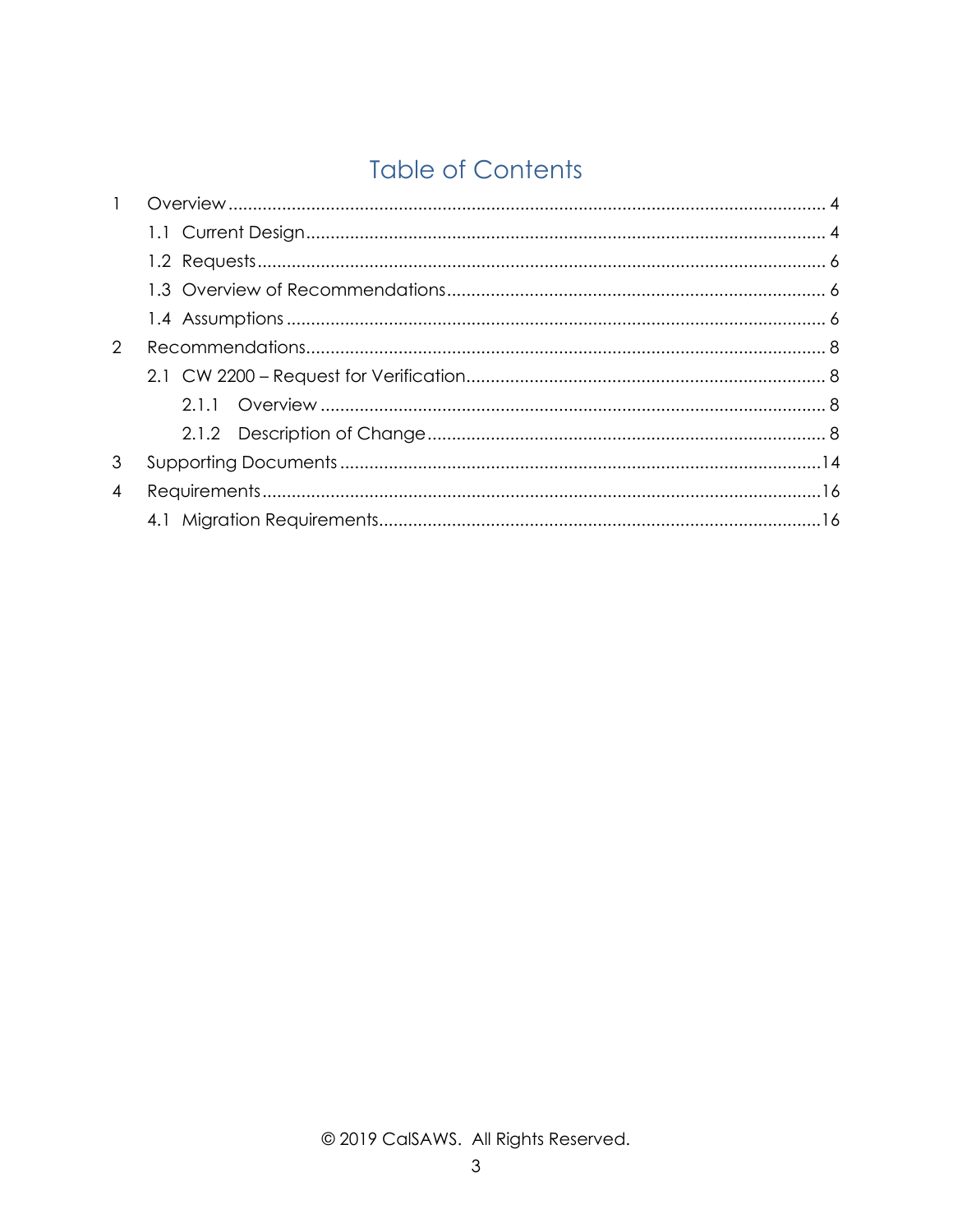# Table of Contents

1 Overview ........................................................................................................ 4

  1.1 Current Design ........................................................................................ 4

  1.2 Requests ................................................................................................. 6

  1.3 Overview of Recommendations ........................................................... 6

  1.4 Assumptions ........................................................................................... 6

2 Recommendations ........................................................................................ 8

  2.1 CW 2200 – Request for Verification ...................................................... 8

    2.1.1 Overview ........................................................................................ 8

    2.1.2 Description of Change ................................................................. 8

3 Supporting Documents ................................................................................ 14

4 Requirements ................................................................................................ 16

  4.1 Migration Requirements ........................................................................ 16

© 2019 CalSAWS. All Rights Reserved.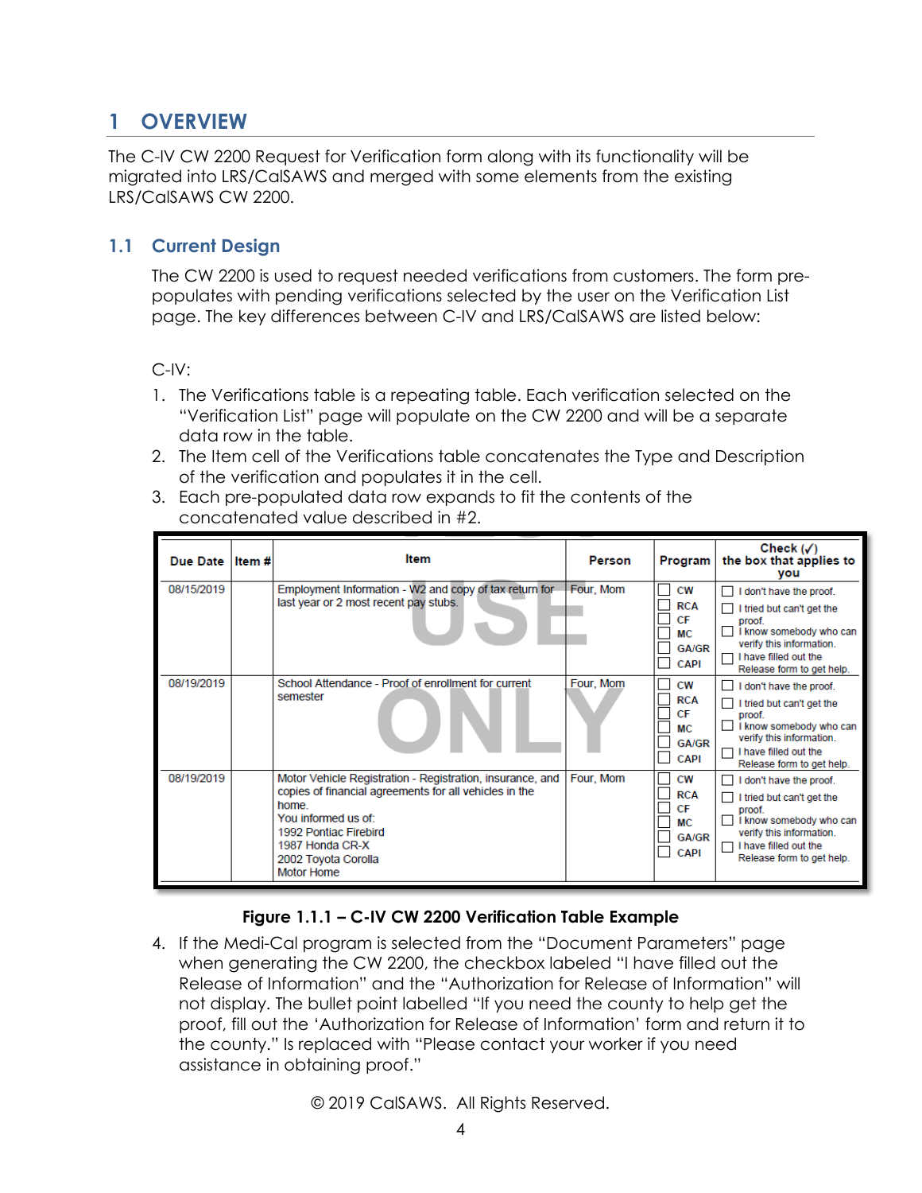# 1 OVERVIEW

The C-IV CW 2200 Request for Verification form along with its functionality will be migrated into LRS/CalSAWS and merged with some elements from the existing LRS/CalSAWS CW 2200.

## 1.1 Current Design

The CW 2200 is used to request needed verifications from customers. The form pre-populates with pending verifications selected by the user on the Verification List page. The key differences between C-IV and LRS/CalSAWS are listed below:

C-IV:

1. The Verifications table is a repeating table. Each verification selected on the "Verification List" page will populate on the CW 2200 and will be a separate data row in the table.
2. The Item cell of the Verifications table concatenates the Type and Description of the verification and populates it in the cell.
3. Each pre-populated data row expands to fit the contents of the concatenated value described in #2.

| Due Date | Item # | Item | Person | Program | Check (✓) the box that applies to you |
|---|---|---|---|---|---|
| 08/15/2019 | | Employment Information - W2 and copy of tax return for last year or 2 most recent pay stubs. | Four, Mom | ☐ CW ☐ RCA ☐ CF ☐ MC ☐ GA/GR ☐ CAPI | ☐ I don't have the proof. ☐ I tried but can't get the proof. ☐ I know somebody who can verify this information. ☐ I have filled out the Release form to get help. |
| 08/19/2019 | | School Attendance - Proof of enrollment for current semester | Four, Mom | ☐ CW ☐ RCA ☐ CF ☐ MC ☐ GA/GR ☐ CAPI | ☐ I don't have the proof. ☐ I tried but can't get the proof. ☐ I know somebody who can verify this information. ☐ I have filled out the Release form to get help. |
| 08/19/2019 | | Motor Vehicle Registration - Registration, insurance, and copies of financial agreements for all vehicles in the home. You informed us of: 1992 Pontiac Firebird 1987 Honda CR-X 2002 Toyota Corolla Motor Home | Four, Mom | ☐ CW ☐ RCA ☐ CF ☐ MC ☐ GA/GR ☐ CAPI | ☐ I don't have the proof. ☐ I tried but can't get the proof. ☐ I know somebody who can verify this information. ☐ I have filled out the Release form to get help. |

**Figure 1.1.1 – C-IV CW 2200 Verification Table Example**

4. If the Medi-Cal program is selected from the "Document Parameters" page when generating the CW 2200, the checkbox labeled "I have filled out the Release of Information" and the "Authorization for Release of Information" will not display. The bullet point labelled "If you need the county to help get the proof, fill out the 'Authorization for Release of Information' form and return it to the county." Is replaced with "Please contact your worker if you need assistance in obtaining proof."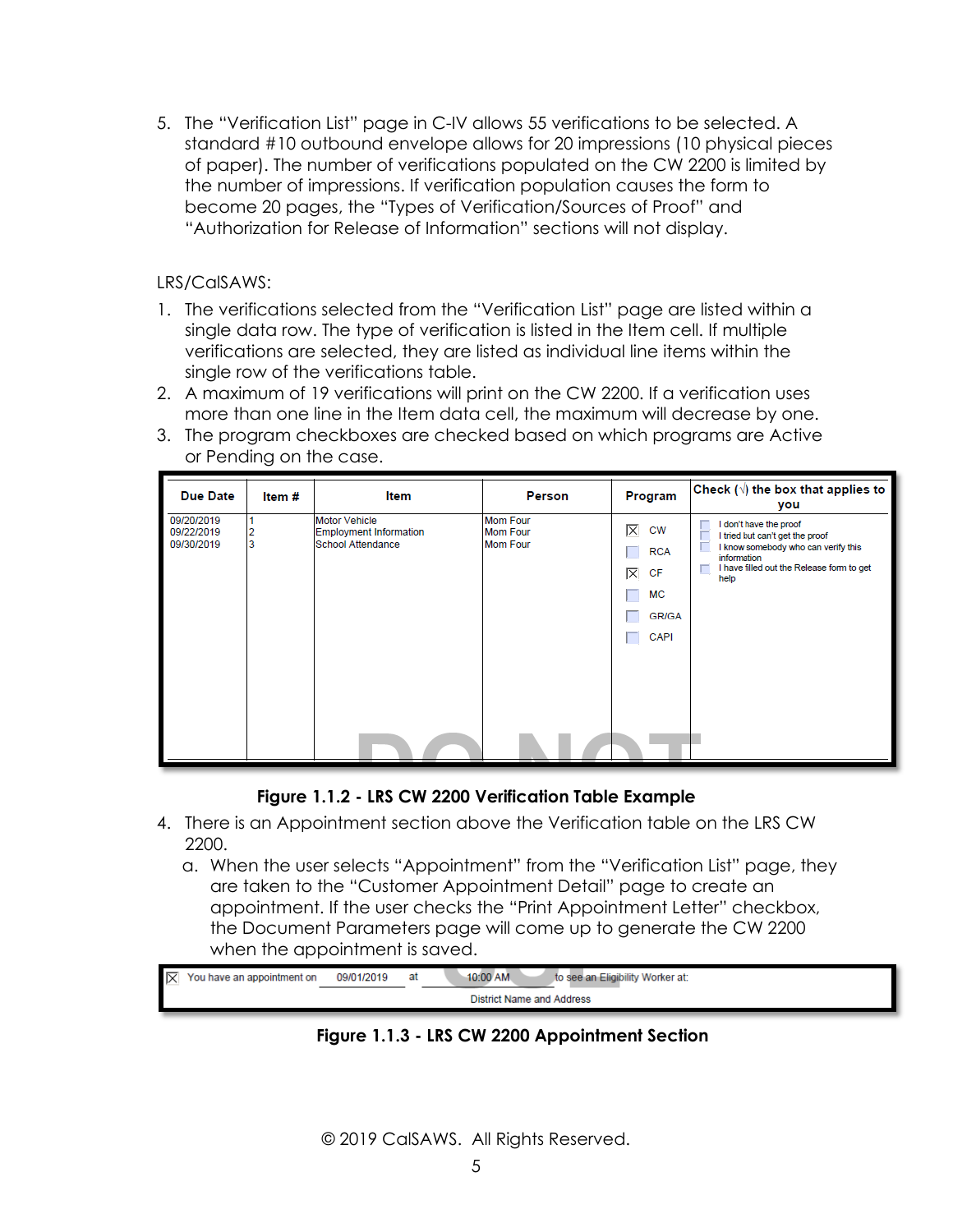5. The "Verification List" page in C-IV allows 55 verifications to be selected. A standard #10 outbound envelope allows for 20 impressions (10 physical pieces of paper). The number of verifications populated on the CW 2200 is limited by the number of impressions. If verification population causes the form to become 20 pages, the "Types of Verification/Sources of Proof" and "Authorization for Release of Information" sections will not display.

LRS/CalSAWS:

1. The verifications selected from the "Verification List" page are listed within a single data row. The type of verification is listed in the Item cell. If multiple verifications are selected, they are listed as individual line items within the single row of the verifications table.
2. A maximum of 19 verifications will print on the CW 2200. If a verification uses more than one line in the Item data cell, the maximum will decrease by one.
3. The program checkboxes are checked based on which programs are Active or Pending on the case.

| Due Date | Item # | Item | Person | Program | Check (√) the box that applies to you |
|---|---|---|---|---|---|
| 09/20/2019<br>09/22/2019<br>09/30/2019 | 1<br>2<br>3 | Motor Vehicle<br>Employment Information<br>School Attendance | Mom Four<br>Mom Four<br>Mom Four | ☒ CW<br>☐ RCA<br>☒ CF<br>☐ MC<br>☐ GR/GA<br>☐ CAPI | ☐ I don't have the proof<br>☐ I tried but can't get the proof<br>☐ I know somebody who can verify this information<br>☐ I have filled out the Release form to get help |

**Figure 1.1.2 - LRS CW 2200 Verification Table Example**

4. There is an Appointment section above the Verification table on the LRS CW 2200.
   a. When the user selects "Appointment" from the "Verification List" page, they are taken to the "Customer Appointment Detail" page to create an appointment. If the user checks the "Print Appointment Letter" checkbox, the Document Parameters page will come up to generate the CW 2200 when the appointment is saved.

| ☒ You have an appointment on 09/01/2019 at 10:00 AM to see an Eligibility Worker at: |
|---|
| District Name and Address |

**Figure 1.1.3 - LRS CW 2200 Appointment Section**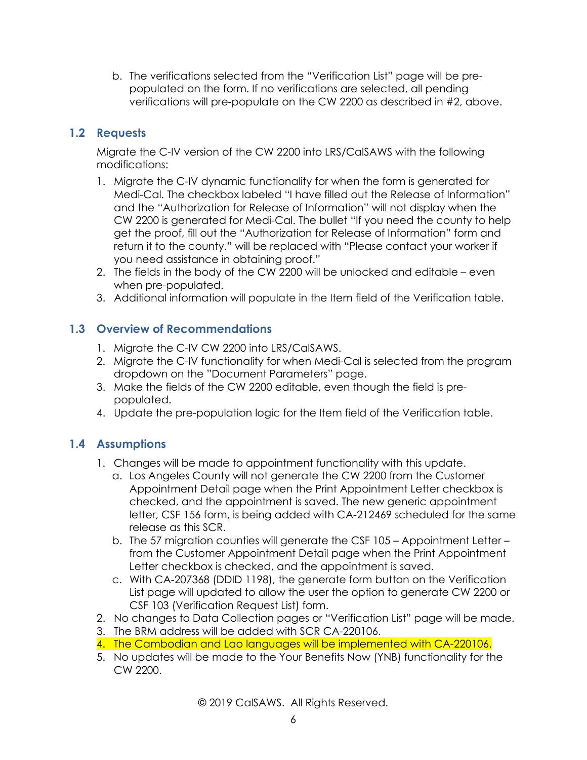b. The verifications selected from the "Verification List" page will be pre-populated on the form. If no verifications are selected, all pending verifications will pre-populate on the CW 2200 as described in #2, above.

## 1.2 Requests

Migrate the C-IV version of the CW 2200 into LRS/CalSAWS with the following modifications:

1. Migrate the C-IV dynamic functionality for when the form is generated for Medi-Cal. The checkbox labeled "I have filled out the Release of Information" and the "Authorization for Release of Information" will not display when the CW 2200 is generated for Medi-Cal. The bullet "If you need the county to help get the proof, fill out the "Authorization for Release of Information" form and return it to the county." will be replaced with "Please contact your worker if you need assistance in obtaining proof."
2. The fields in the body of the CW 2200 will be unlocked and editable – even when pre-populated.
3. Additional information will populate in the Item field of the Verification table.

## 1.3 Overview of Recommendations

1. Migrate the C-IV CW 2200 into LRS/CalSAWS.
2. Migrate the C-IV functionality for when Medi-Cal is selected from the program dropdown on the "Document Parameters" page.
3. Make the fields of the CW 2200 editable, even though the field is pre-populated.
4. Update the pre-population logic for the Item field of the Verification table.

## 1.4 Assumptions

1. Changes will be made to appointment functionality with this update.
   a. Los Angeles County will not generate the CW 2200 from the Customer Appointment Detail page when the Print Appointment Letter checkbox is checked, and the appointment is saved. The new generic appointment letter, CSF 156 form, is being added with CA-212469 scheduled for the same release as this SCR.
   b. The 57 migration counties will generate the CSF 105 – Appointment Letter – from the Customer Appointment Detail page when the Print Appointment Letter checkbox is checked, and the appointment is saved.
   c. With CA-207368 (DDID 1198), the generate form button on the Verification List page will updated to allow the user the option to generate CW 2200 or CSF 103 (Verification Request List) form.
2. No changes to Data Collection pages or "Verification List" page will be made.
3. The BRM address will be added with SCR CA-220106.
4. The Cambodian and Lao languages will be implemented with CA-220106.
5. No updates will be made to the Your Benefits Now (YNB) functionality for the CW 2200.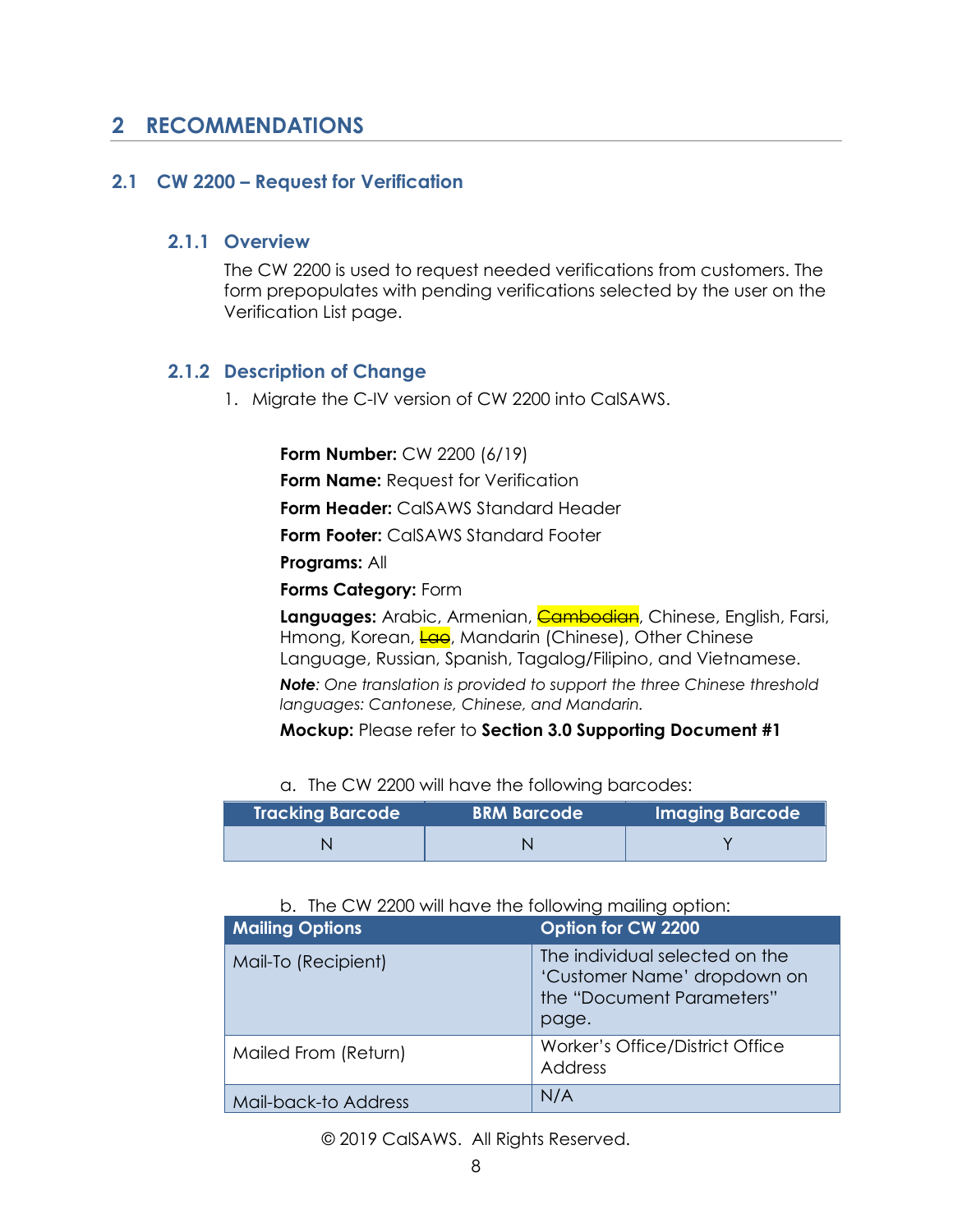# 2 RECOMMENDATIONS

## 2.1 CW 2200 – Request for Verification

### 2.1.1 Overview

The CW 2200 is used to request needed verifications from customers. The form prepopulates with pending verifications selected by the user on the Verification List page.

### 2.1.2 Description of Change

1. Migrate the C-IV version of CW 2200 into CalSAWS.

**Form Number:** CW 2200 (6/19)

**Form Name:** Request for Verification

**Form Header:** CalSAWS Standard Header

**Form Footer:** CalSAWS Standard Footer

**Programs:** All

**Forms Category:** Form

**Languages:** Arabic, Armenian, ~~Cambodian~~, Chinese, English, Farsi, Hmong, Korean, ~~Lao~~, Mandarin (Chinese), Other Chinese Language, Russian, Spanish, Tagalog/Filipino, and Vietnamese.

***Note**: One translation is provided to support the three Chinese threshold languages: Cantonese, Chinese, and Mandarin.*

**Mockup:** Please refer to **Section 3.0 Supporting Document #1**

a. The CW 2200 will have the following barcodes:

| Tracking Barcode | BRM Barcode | Imaging Barcode |
|---|---|---|
| N | N | Y |

b. The CW 2200 will have the following mailing option:

| Mailing Options | Option for CW 2200 |
|---|---|
| Mail-To (Recipient) | The individual selected on the 'Customer Name' dropdown on the "Document Parameters" page. |
| Mailed From (Return) | Worker's Office/District Office Address |
| Mail-back-to Address | N/A |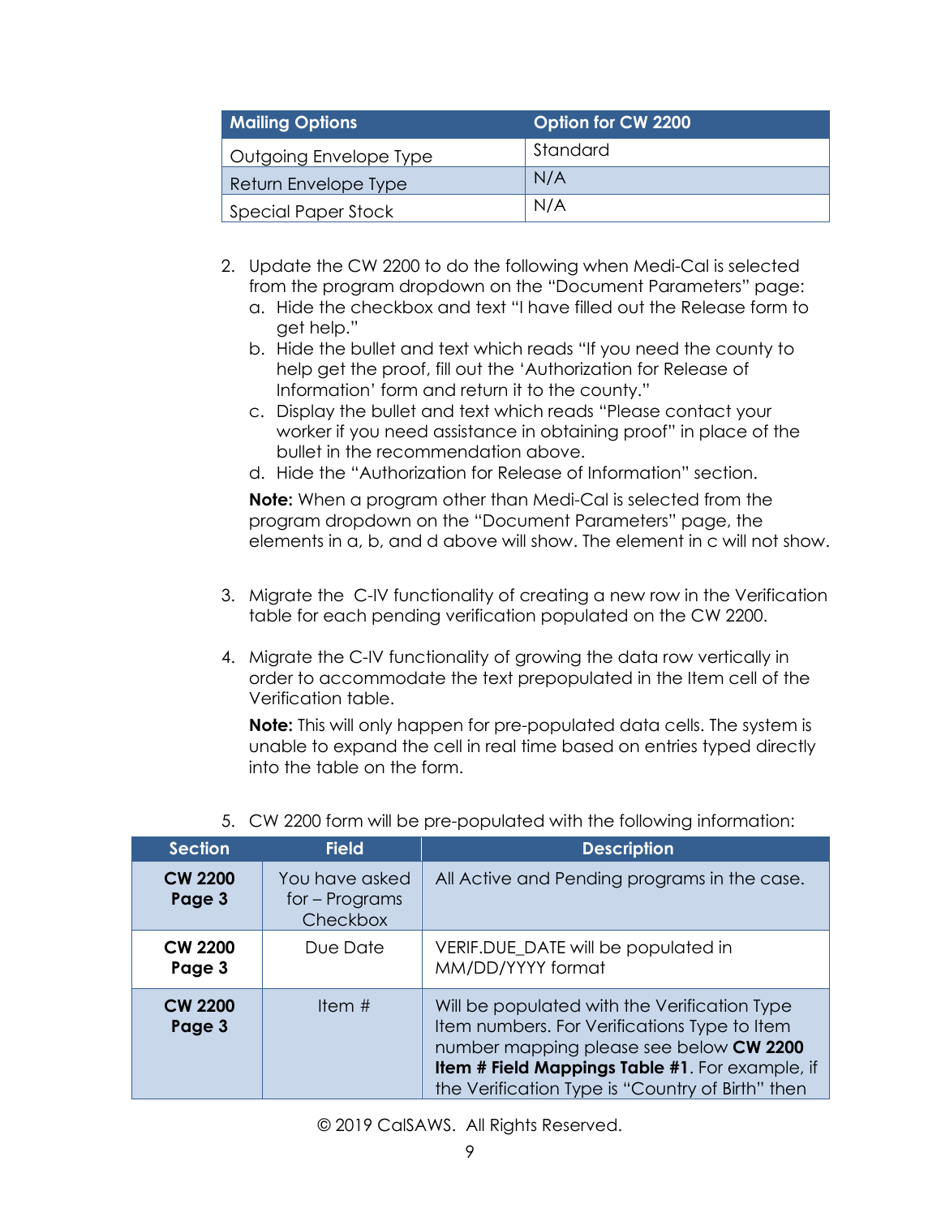| Mailing Options | Option for CW 2200 |
|---|---|
| Outgoing Envelope Type | Standard |
| Return Envelope Type | N/A |
| Special Paper Stock | N/A |

2. Update the CW 2200 to do the following when Medi-Cal is selected from the program dropdown on the "Document Parameters" page:
   a. Hide the checkbox and text "I have filled out the Release form to get help."
   b. Hide the bullet and text which reads "If you need the county to help get the proof, fill out the 'Authorization for Release of Information' form and return it to the county."
   c. Display the bullet and text which reads "Please contact your worker if you need assistance in obtaining proof" in place of the bullet in the recommendation above.
   d. Hide the "Authorization for Release of Information" section.

   **Note:** When a program other than Medi-Cal is selected from the program dropdown on the "Document Parameters" page, the elements in a, b, and d above will show. The element in c will not show.

3. Migrate the C-IV functionality of creating a new row in the Verification table for each pending verification populated on the CW 2200.

4. Migrate the C-IV functionality of growing the data row vertically in order to accommodate the text prepopulated in the Item cell of the Verification table.

   **Note:** This will only happen for pre-populated data cells. The system is unable to expand the cell in real time based on entries typed directly into the table on the form.

5. CW 2200 form will be pre-populated with the following information:

| Section | Field | Description |
|---|---|---|
| **CW 2200 Page 3** | You have asked for – Programs Checkbox | All Active and Pending programs in the case. |
| **CW 2200 Page 3** | Due Date | VERIF.DUE_DATE will be populated in MM/DD/YYYY format |
| **CW 2200 Page 3** | Item # | Will be populated with the Verification Type Item numbers. For Verifications Type to Item number mapping please see below **CW 2200 Item # Field Mappings Table #1**. For example, if the Verification Type is "Country of Birth" then |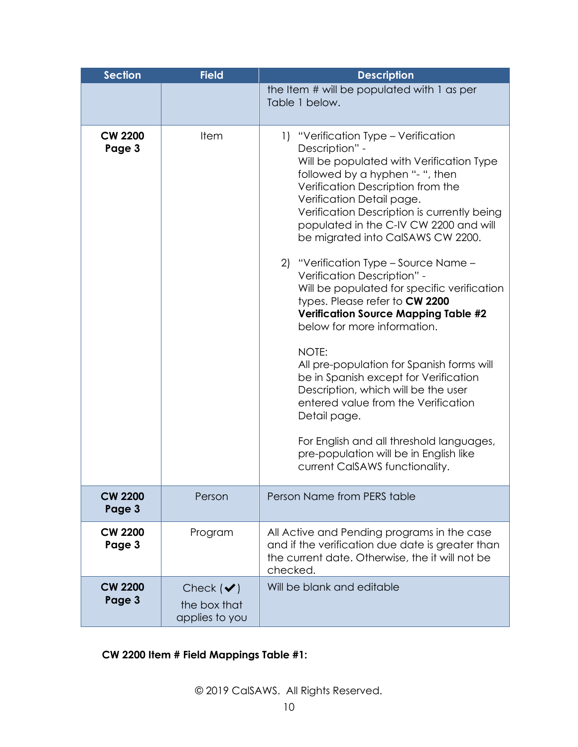| Section | Field | Description |
|---|---|---|
| | | the Item # will be populated with 1 as per Table 1 below. |
| **CW 2200 Page 3** | Item | 1) "Verification Type – Verification Description" - Will be populated with Verification Type followed by a hyphen "- ", then Verification Description from the Verification Detail page. Verification Description is currently being populated in the C-IV CW 2200 and will be migrated into CalSAWS CW 2200.<br><br>2) "Verification Type – Source Name – Verification Description" - Will be populated for specific verification types. Please refer to **CW 2200 Verification Source Mapping Table #2** below for more information.<br><br>NOTE:<br>All pre-population for Spanish forms will be in Spanish except for Verification Description, which will be the user entered value from the Verification Detail page.<br><br>For English and all threshold languages, pre-population will be in English like current CalSAWS functionality. |
| **CW 2200 Page 3** | Person | Person Name from PERS table |
| **CW 2200 Page 3** | Program | All Active and Pending programs in the case and if the verification due date is greater than the current date. Otherwise, the it will not be checked. |
| **CW 2200 Page 3** | Check (✔) the box that applies to you | Will be blank and editable |

**CW 2200 Item # Field Mappings Table #1:**

© 2019 CalSAWS. All Rights Reserved.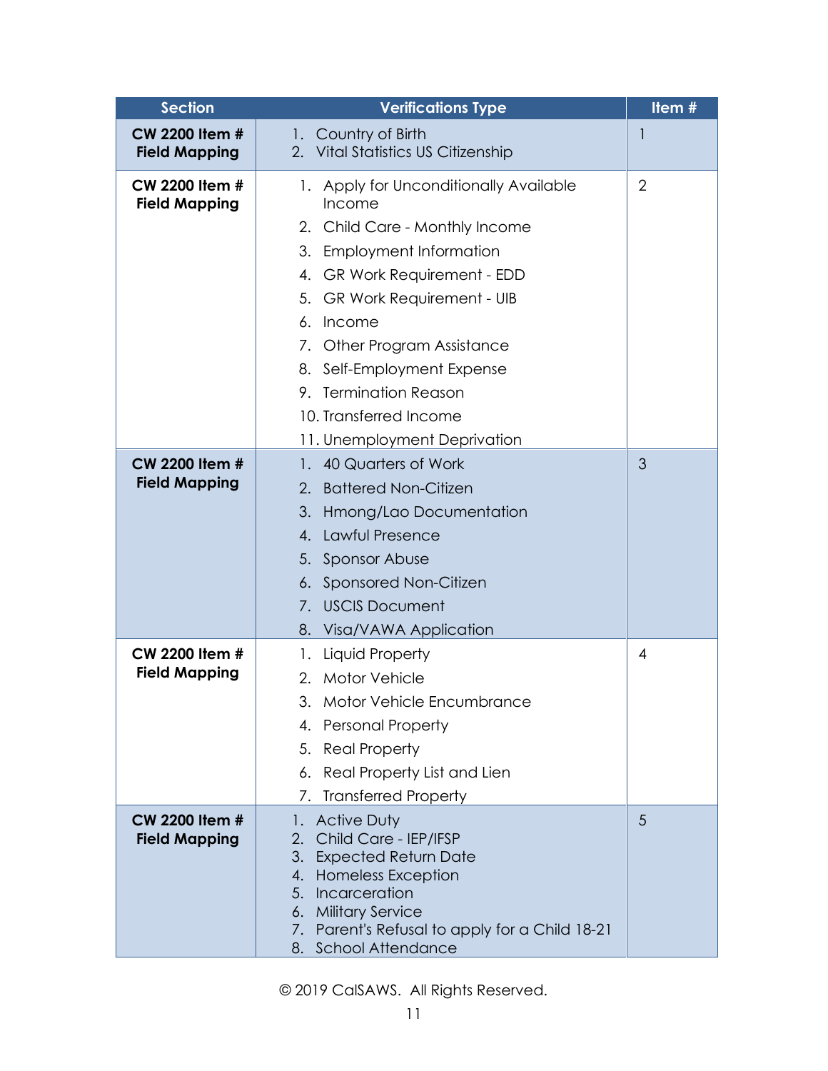| Section | Verifications Type | Item # |
|---|---|---|
| CW 2200 Item # Field Mapping | 1. Country of Birth<br>2. Vital Statistics US Citizenship | 1 |
| CW 2200 Item # Field Mapping | 1. Apply for Unconditionally Available Income<br>2. Child Care - Monthly Income<br>3. Employment Information<br>4. GR Work Requirement - EDD<br>5. GR Work Requirement - UIB<br>6. Income<br>7. Other Program Assistance<br>8. Self-Employment Expense<br>9. Termination Reason<br>10. Transferred Income<br>11. Unemployment Deprivation | 2 |
| CW 2200 Item # Field Mapping | 1. 40 Quarters of Work<br>2. Battered Non-Citizen<br>3. Hmong/Lao Documentation<br>4. Lawful Presence<br>5. Sponsor Abuse<br>6. Sponsored Non-Citizen<br>7. USCIS Document<br>8. Visa/VAWA Application | 3 |
| CW 2200 Item # Field Mapping | 1. Liquid Property<br>2. Motor Vehicle<br>3. Motor Vehicle Encumbrance<br>4. Personal Property<br>5. Real Property<br>6. Real Property List and Lien<br>7. Transferred Property | 4 |
| CW 2200 Item # Field Mapping | 1. Active Duty<br>2. Child Care - IEP/IFSP<br>3. Expected Return Date<br>4. Homeless Exception<br>5. Incarceration<br>6. Military Service<br>7. Parent's Refusal to apply for a Child 18-21<br>8. School Attendance | 5 |

© 2019 CalSAWS. All Rights Reserved.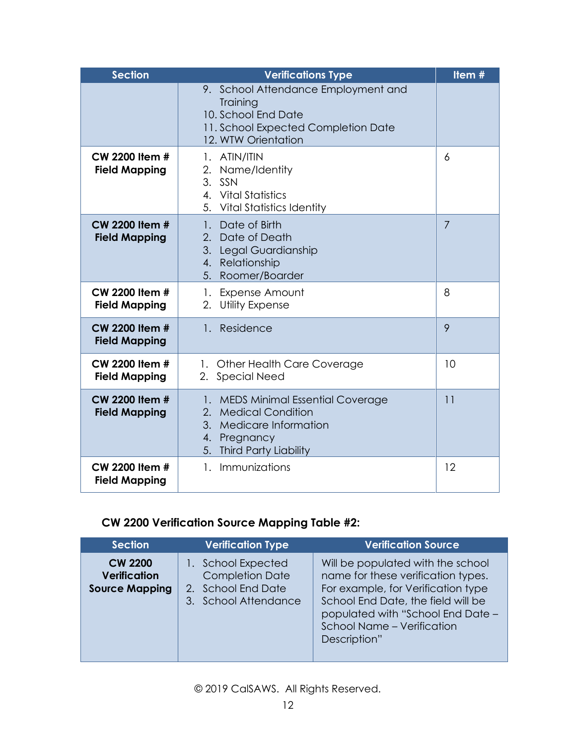| Section | Verifications Type | Item # |
|---|---|---|
| | 9. School Attendance Employment and Training<br>10. School End Date<br>11. School Expected Completion Date<br>12. WTW Orientation | |
| **CW 2200 Item # Field Mapping** | 1. ATIN/ITIN<br>2. Name/Identity<br>3. SSN<br>4. Vital Statistics<br>5. Vital Statistics Identity | 6 |
| **CW 2200 Item # Field Mapping** | 1. Date of Birth<br>2. Date of Death<br>3. Legal Guardianship<br>4. Relationship<br>5. Roomer/Boarder | 7 |
| **CW 2200 Item # Field Mapping** | 1. Expense Amount<br>2. Utility Expense | 8 |
| **CW 2200 Item # Field Mapping** | 1. Residence | 9 |
| **CW 2200 Item # Field Mapping** | 1. Other Health Care Coverage<br>2. Special Need | 10 |
| **CW 2200 Item # Field Mapping** | 1. MEDS Minimal Essential Coverage<br>2. Medical Condition<br>3. Medicare Information<br>4. Pregnancy<br>5. Third Party Liability | 11 |
| **CW 2200 Item # Field Mapping** | 1. Immunizations | 12 |

**CW 2200 Verification Source Mapping Table #2:**

| Section | Verification Type | Verification Source |
|---|---|---|
| **CW 2200 Verification Source Mapping** | 1. School Expected Completion Date<br>2. School End Date<br>3. School Attendance | Will be populated with the school name for these verification types. For example, for Verification type School End Date, the field will be populated with "School End Date – School Name – Verification Description" |

© 2019 CalSAWS. All Rights Reserved.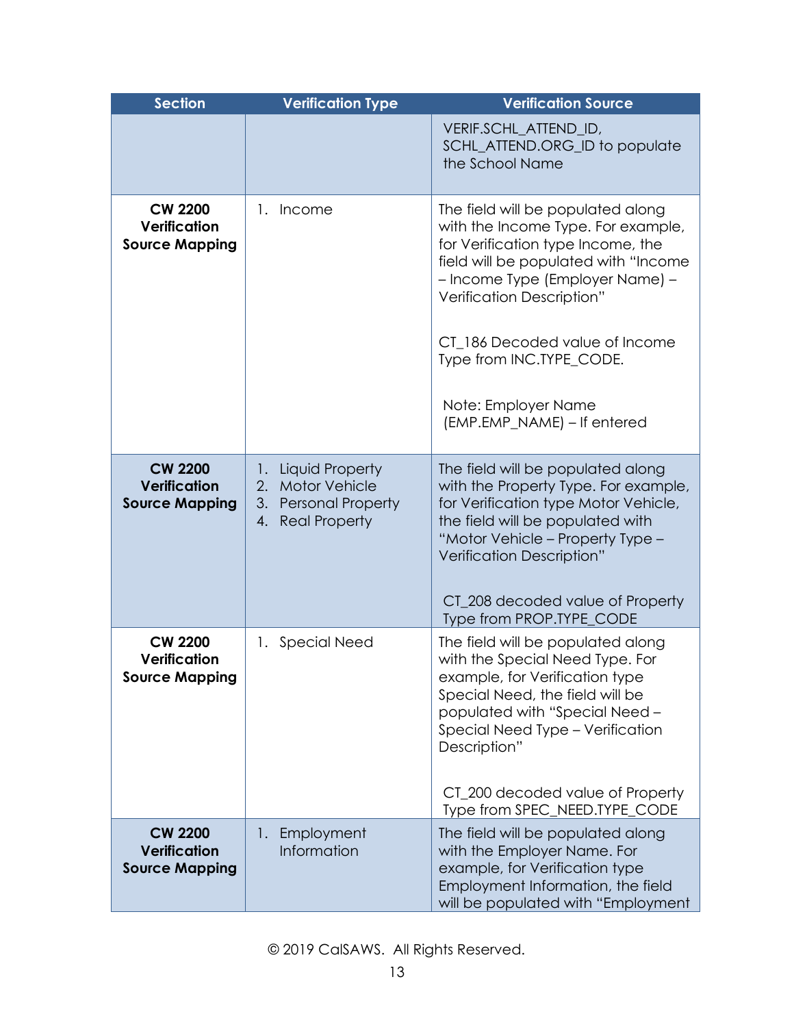| Section | Verification Type | Verification Source |
|---|---|---|
| | | VERIF.SCHL_ATTEND_ID, SCHL_ATTEND.ORG_ID to populate the School Name |
| **CW 2200 Verification Source Mapping** | 1. Income | The field will be populated along with the Income Type. For example, for Verification type Income, the field will be populated with "Income – Income Type (Employer Name) – Verification Description"<br><br>CT_186 Decoded value of Income Type from INC.TYPE_CODE.<br><br>Note: Employer Name (EMP.EMP_NAME) – If entered |
| **CW 2200 Verification Source Mapping** | 1. Liquid Property<br>2. Motor Vehicle<br>3. Personal Property<br>4. Real Property | The field will be populated along with the Property Type. For example, for Verification type Motor Vehicle, the field will be populated with "Motor Vehicle – Property Type – Verification Description"<br><br>CT_208 decoded value of Property Type from PROP.TYPE_CODE |
| **CW 2200 Verification Source Mapping** | 1. Special Need | The field will be populated along with the Special Need Type. For example, for Verification type Special Need, the field will be populated with "Special Need – Special Need Type – Verification Description"<br><br>CT_200 decoded value of Property Type from SPEC_NEED.TYPE_CODE |
| **CW 2200 Verification Source Mapping** | 1. Employment Information | The field will be populated along with the Employer Name. For example, for Verification type Employment Information, the field will be populated with "Employment |

© 2019 CalSAWS. All Rights Reserved.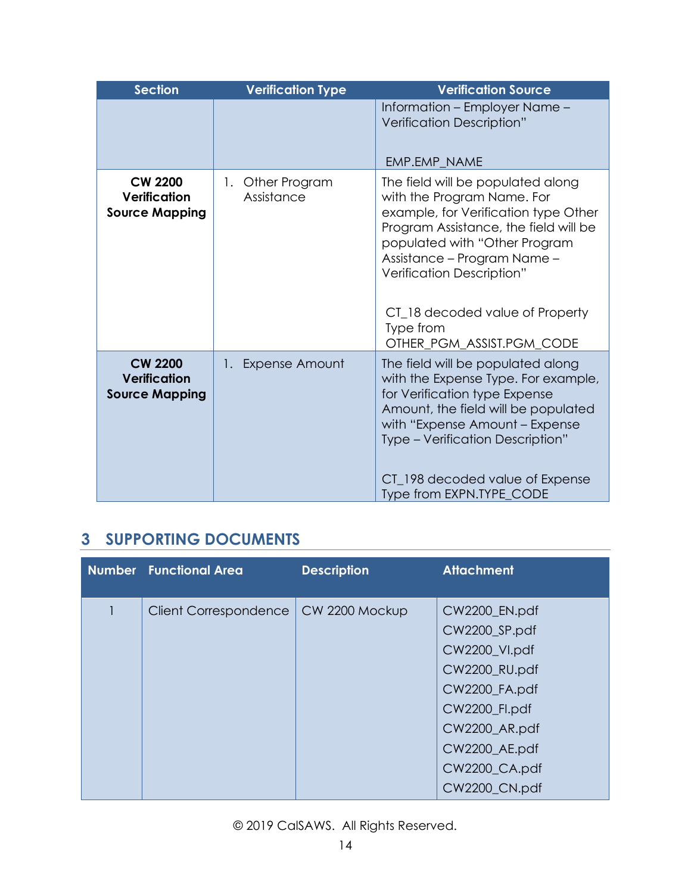| Section | Verification Type | Verification Source |
|---|---|---|
| | | Information – Employer Name – Verification Description"<br><br>EMP.EMP_NAME |
| **CW 2200 Verification Source Mapping** | 1. Other Program Assistance | The field will be populated along with the Program Name. For example, for Verification type Other Program Assistance, the field will be populated with "Other Program Assistance – Program Name – Verification Description"<br><br>CT_18 decoded value of Property Type from OTHER_PGM_ASSIST.PGM_CODE |
| **CW 2200 Verification Source Mapping** | 1. Expense Amount | The field will be populated along with the Expense Type. For example, for Verification type Expense Amount, the field will be populated with "Expense Amount – Expense Type – Verification Description"<br><br>CT_198 decoded value of Expense Type from EXPN.TYPE_CODE |

## 3 SUPPORTING DOCUMENTS

| Number | Functional Area | Description | Attachment |
|---|---|---|---|
| 1 | Client Correspondence | CW 2200 Mockup | CW2200_EN.pdf<br>CW2200_SP.pdf<br>CW2200_VI.pdf<br>CW2200_RU.pdf<br>CW2200_FA.pdf<br>CW2200_FI.pdf<br>CW2200_AR.pdf<br>CW2200_AE.pdf<br>CW2200_CA.pdf<br>CW2200_CN.pdf |

© 2019 CalSAWS. All Rights Reserved.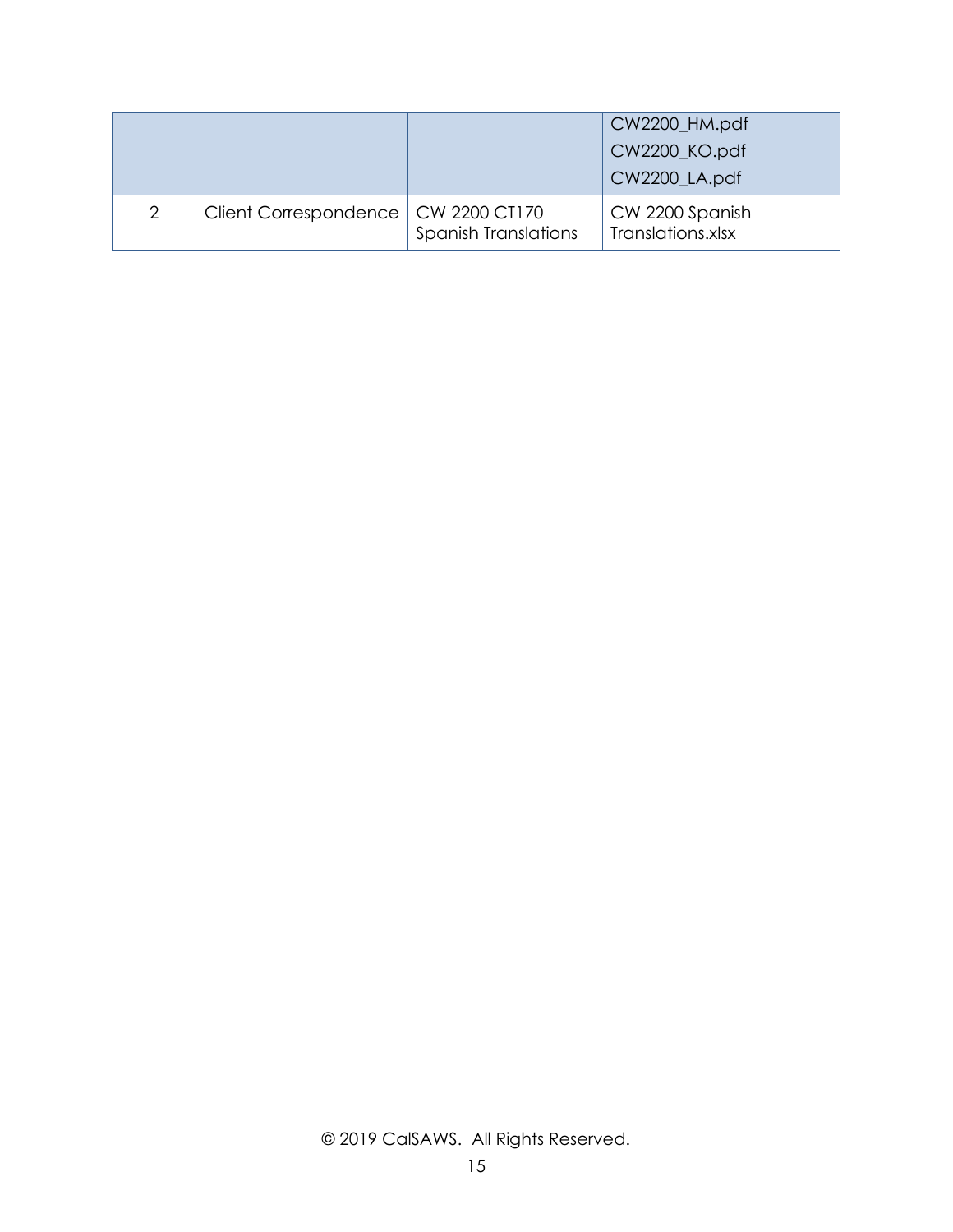| | | | |
|---|---|---|---|
| | | | CW2200_HM.pdf<br>CW2200_KO.pdf<br>CW2200_LA.pdf |
| 2 | Client Correspondence | CW 2200 CT170 Spanish Translations | CW 2200 Spanish Translations.xlsx |

© 2019 CalSAWS. All Rights Reserved.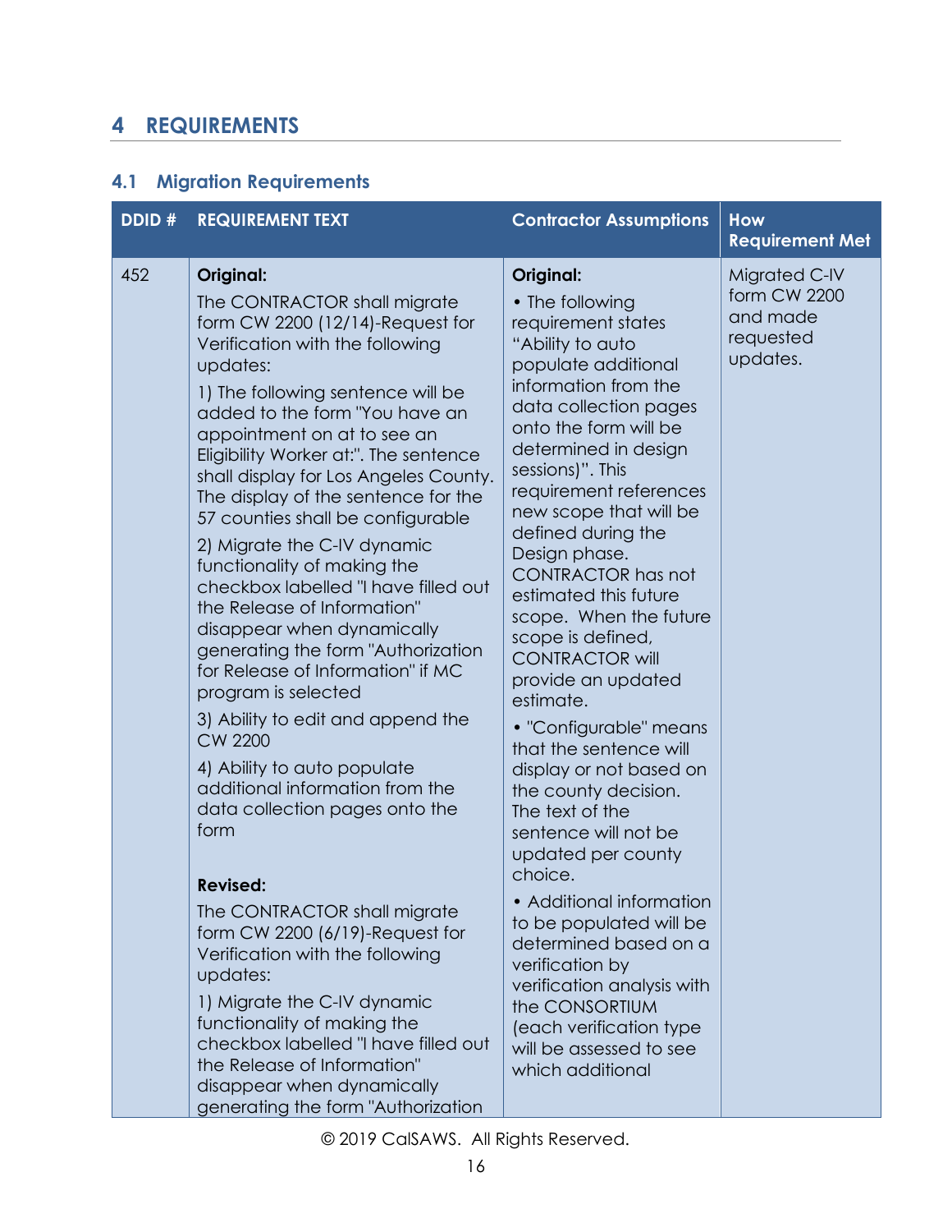# 4 REQUIREMENTS

## 4.1 Migration Requirements

| DDID # | REQUIREMENT TEXT | Contractor Assumptions | How Requirement Met |
|---|---|---|---|
| 452 | **Original:**<br>The CONTRACTOR shall migrate form CW 2200 (12/14)-Request for Verification with the following updates:<br>1) The following sentence will be added to the form "You have an appointment on at to see an Eligibility Worker at:". The sentence shall display for Los Angeles County. The display of the sentence for the 57 counties shall be configurable<br>2) Migrate the C-IV dynamic functionality of making the checkbox labelled "I have filled out the Release of Information" disappear when dynamically generating the form "Authorization for Release of Information" if MC program is selected<br>3) Ability to edit and append the CW 2200<br>4) Ability to auto populate additional information from the data collection pages onto the form<br><br>**Revised:**<br>The CONTRACTOR shall migrate form CW 2200 (6/19)-Request for Verification with the following updates:<br>1) Migrate the C-IV dynamic functionality of making the checkbox labelled "I have filled out the Release of Information" disappear when dynamically generating the form "Authorization | **Original:**<br>• The following requirement states "Ability to auto populate additional information from the data collection pages onto the form will be determined in design sessions)". This requirement references new scope that will be defined during the Design phase. CONTRACTOR has not estimated this future scope. When the future scope is defined, CONTRACTOR will provide an updated estimate.<br>• "Configurable" means that the sentence will display or not based on the county decision. The text of the sentence will not be updated per county choice.<br>• Additional information to be populated will be determined based on a verification by verification analysis with the CONSORTIUM (each verification type will be assessed to see which additional | Migrated C-IV form CW 2200 and made requested updates. |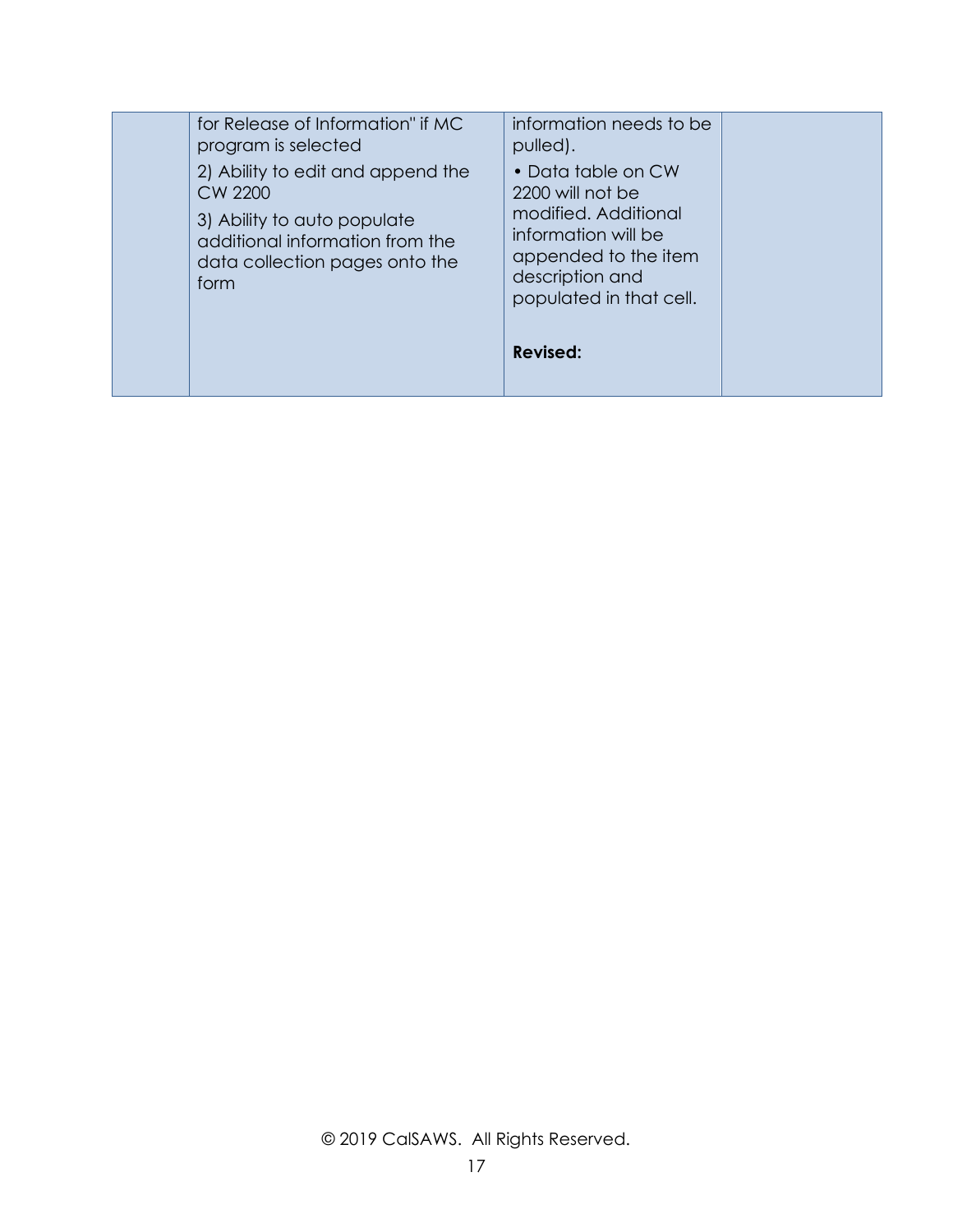|  |  |  |  |
|---|---|---|---|
|  | for Release of Information" if MC program is selected<br><br>2) Ability to edit and append the CW 2200<br><br>3) Ability to auto populate additional information from the data collection pages onto the form | information needs to be pulled).<br><br>• Data table on CW 2200 will not be modified. Additional information will be appended to the item description and populated in that cell.<br><br>**Revised:** |  |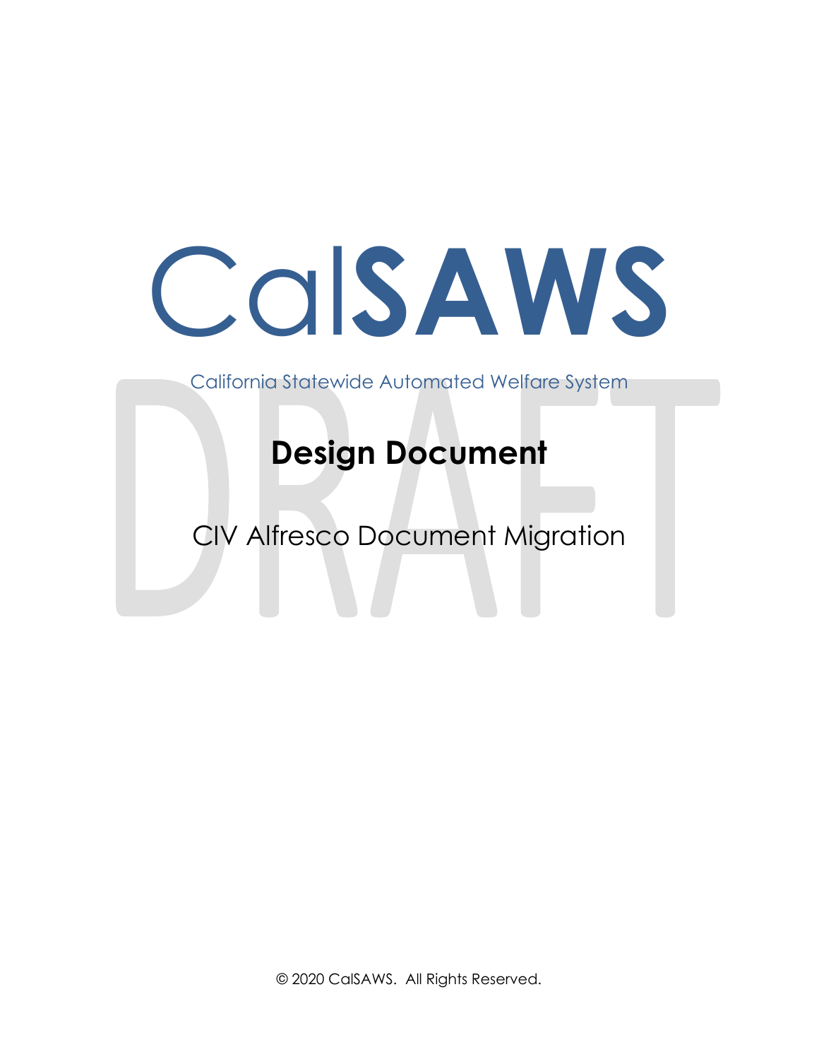# CalSAWS

California Statewide Automated Welfare System

# Design Document

## CIV Alfresco Document Migration

© 2020 CalSAWS. All Rights Reserved.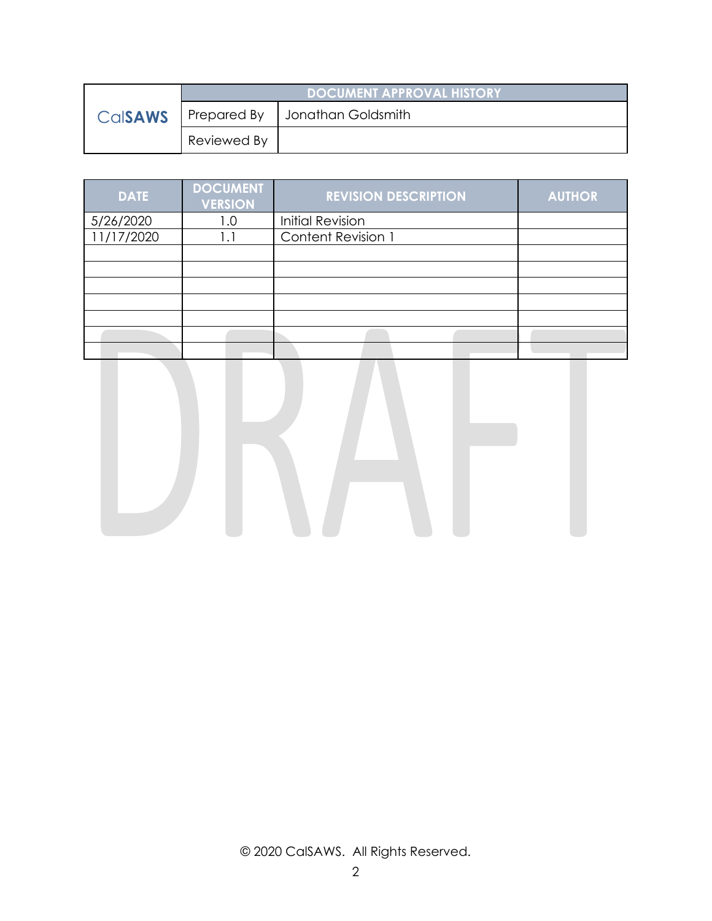| CalSAWS | DOCUMENT APPROVAL HISTORY | |
|---|---|---|
| | Prepared By | Jonathan Goldsmith |
| | Reviewed By | |

| DATE | DOCUMENT VERSION | REVISION DESCRIPTION | AUTHOR |
|---|---|---|---|
| 5/26/2020 | 1.0 | Initial Revision | |
| 11/17/2020 | 1.1 | Content Revision 1 | |
| | | | |
| | | | |
| | | | |
| | | | |
| | | | |
| | | | |
| | | | |

DRAFT

© 2020 CalSAWS. All Rights Reserved.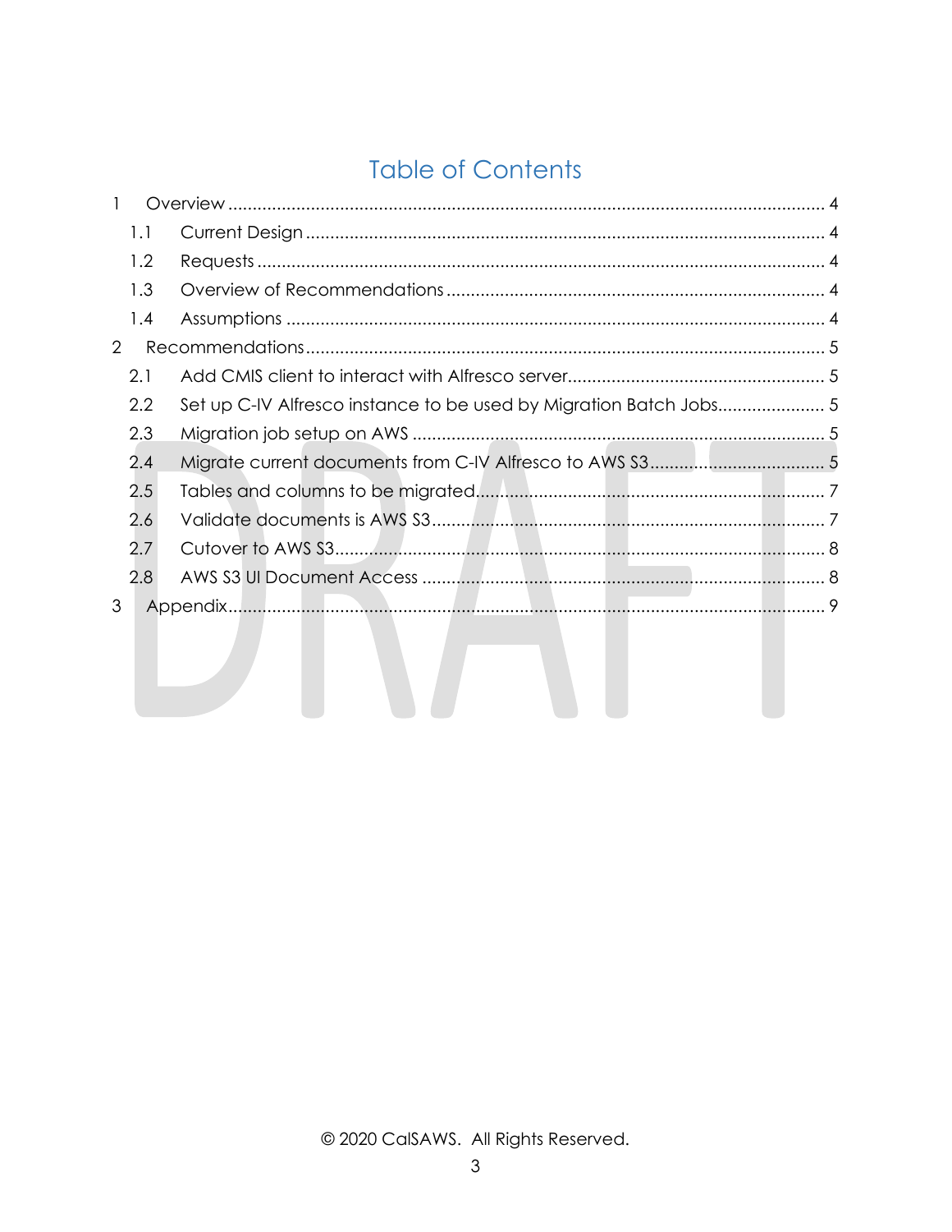# Table of Contents

1 Overview ........................................................................................................ 4

  1.1 Current Design ........................................................................................ 4

  1.2 Requests .................................................................................................. 4

  1.3 Overview of Recommendations ............................................................. 4

  1.4 Assumptions ............................................................................................ 4

2 Recommendations ........................................................................................ 5

  2.1 Add CMIS client to interact with Alfresco server.................................... 5

  2.2 Set up C-IV Alfresco instance to be used by Migration Batch Jobs...................... 5

  2.3 Migration job setup on AWS ................................................................... 5

  2.4 Migrate current documents from C-IV Alfresco to AWS S3.................................... 5

  2.5 Tables and columns to be migrated........................................................ 7

  2.6 Validate documents is AWS S3............................................................... 7

  2.7 Cutover to AWS S3................................................................................... 8

  2.8 AWS S3 UI Document Access ................................................................. 8

3 Appendix........................................................................................................ 9

© 2020 CalSAWS. All Rights Reserved.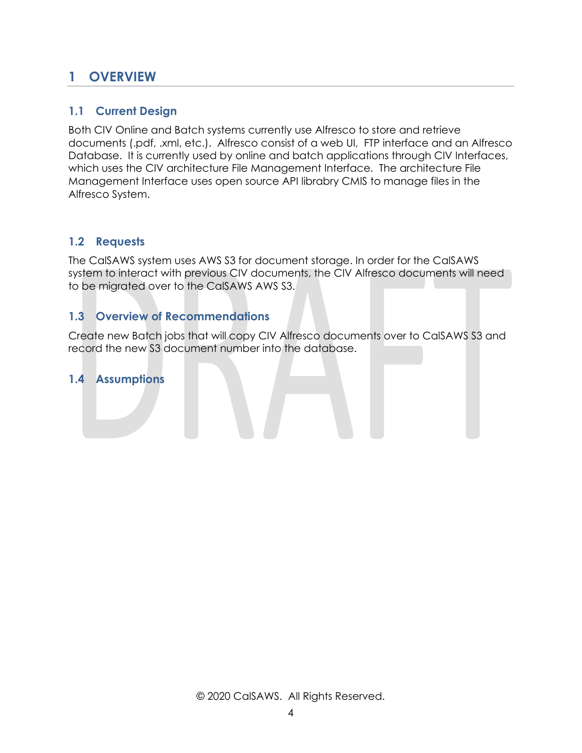# 1 OVERVIEW

## 1.1 Current Design

Both CIV Online and Batch systems currently use Alfresco to store and retrieve documents (.pdf, .xml, etc.). Alfresco consist of a web UI, FTP interface and an Alfresco Database. It is currently used by online and batch applications through CIV Interfaces, which uses the CIV architecture File Management Interface. The architecture File Management Interface uses open source API libabry CMIS to manage files in the Alfresco System.

## 1.2 Requests

The CalSAWS system uses AWS S3 for document storage. In order for the CalSAWS system to interact with previous CIV documents, the CIV Alfresco documents will need to be migrated over to the CalSAWS AWS S3.

## 1.3 Overview of Recommendations

Create new Batch jobs that will copy CIV Alfresco documents over to CalSAWS S3 and record the new S3 document number into the database.

## 1.4 Assumptions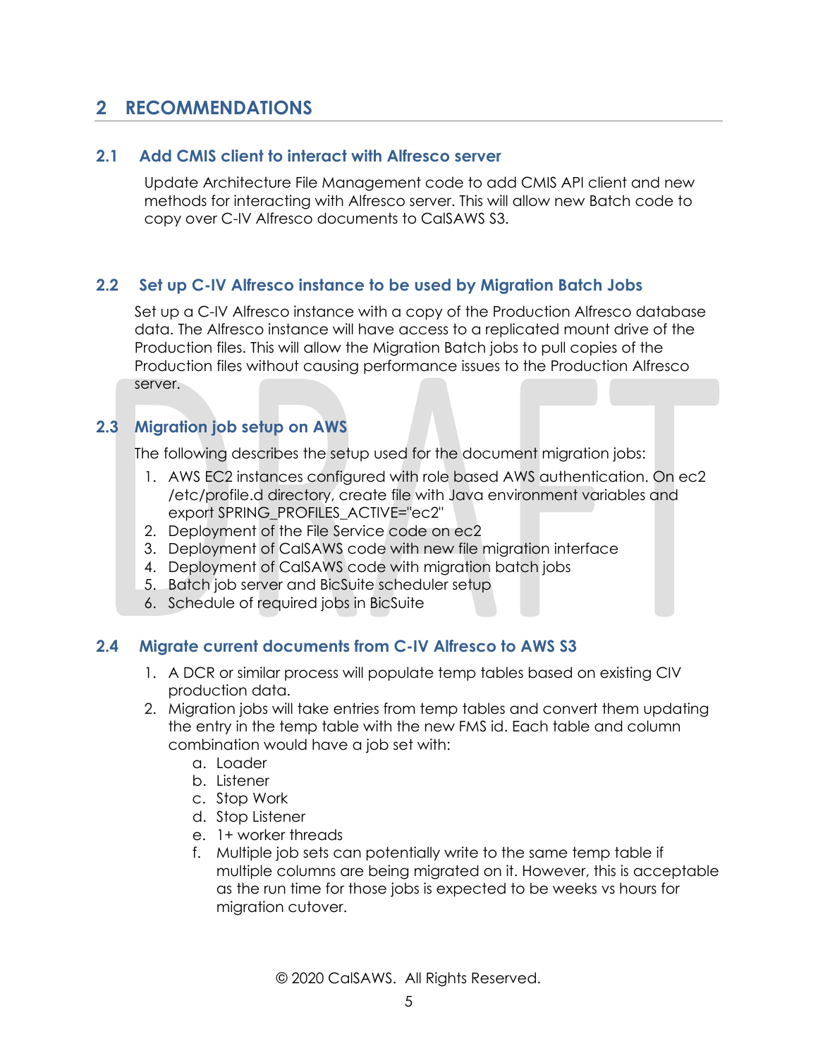# 2 RECOMMENDATIONS

## 2.1 Add CMIS client to interact with Alfresco server

Update Architecture File Management code to add CMIS API client and new methods for interacting with Alfresco server. This will allow new Batch code to copy over C-IV Alfresco documents to CalSAWS S3.

## 2.2 Set up C-IV Alfresco instance to be used by Migration Batch Jobs

Set up a C-IV Alfresco instance with a copy of the Production Alfresco database data. The Alfresco instance will have access to a replicated mount drive of the Production files. This will allow the Migration Batch jobs to pull copies of the Production files without causing performance issues to the Production Alfresco server.

## 2.3 Migration job setup on AWS

The following describes the setup used for the document migration jobs:

1. AWS EC2 instances configured with role based AWS authentication. On ec2 /etc/profile.d directory, create file with Java environment variables and export SPRING_PROFILES_ACTIVE="ec2"
2. Deployment of the File Service code on ec2
3. Deployment of CalSAWS code with new file migration interface
4. Deployment of CalSAWS code with migration batch jobs
5. Batch job server and BicSuite scheduler setup
6. Schedule of required jobs in BicSuite

## 2.4 Migrate current documents from C-IV Alfresco to AWS S3

1. A DCR or similar process will populate temp tables based on existing CIV production data.
2. Migration jobs will take entries from temp tables and convert them updating the entry in the temp table with the new FMS id. Each table and column combination would have a job set with:
   a. Loader
   b. Listener
   c. Stop Work
   d. Stop Listener
   e. 1+ worker threads
   f. Multiple job sets can potentially write to the same temp table if multiple columns are being migrated on it. However, this is acceptable as the run time for those jobs is expected to be weeks vs hours for migration cutover.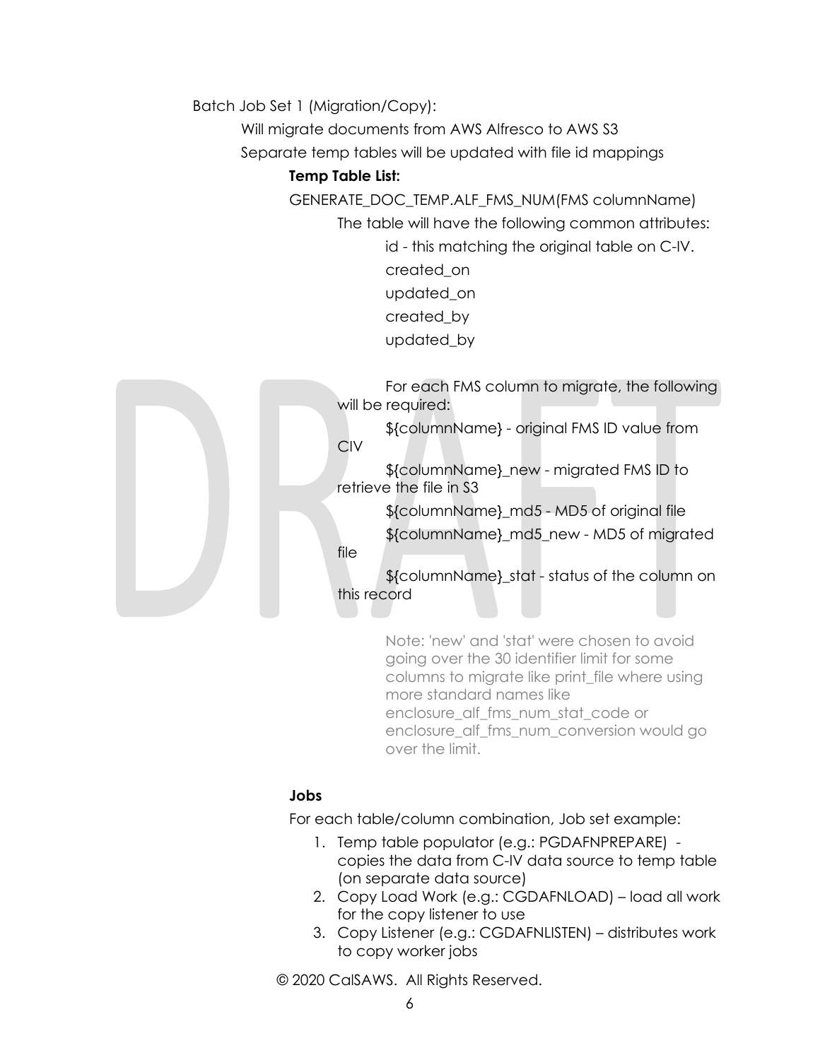Batch Job Set 1 (Migration/Copy):

Will migrate documents from AWS Alfresco to AWS S3

Separate temp tables will be updated with file id mappings

**Temp Table List:**

GENERATE_DOC_TEMP.ALF_FMS_NUM(FMS columnName)

The table will have the following common attributes:

- id - this matching the original table on C-IV.
- created_on
- updated_on
- created_by
- updated_by

For each FMS column to migrate, the following will be required:

- ${columnName} - original FMS ID value from CIV
- ${columnName}_new - migrated FMS ID to retrieve the file in S3
- ${columnName}_md5 - MD5 of original file
- ${columnName}_md5_new - MD5 of migrated file
- ${columnName}_stat - status of the column on this record

> Note: 'new' and 'stat' were chosen to avoid going over the 30 identifier limit for some columns to migrate like print_file where using more standard names like enclosure_alf_fms_num_stat_code or enclosure_alf_fms_num_conversion would go over the limit.

**Jobs**

For each table/column combination, Job set example:

1. Temp table populator (e.g.: PGDAFNPREPARE) - copies the data from C-IV data source to temp table (on separate data source)
2. Copy Load Work (e.g.: CGDAFNLOAD) – load all work for the copy listener to use
3. Copy Listener (e.g.: CGDAFNLISTEN) – distributes work to copy worker jobs

© 2020 CalSAWS. All Rights Reserved.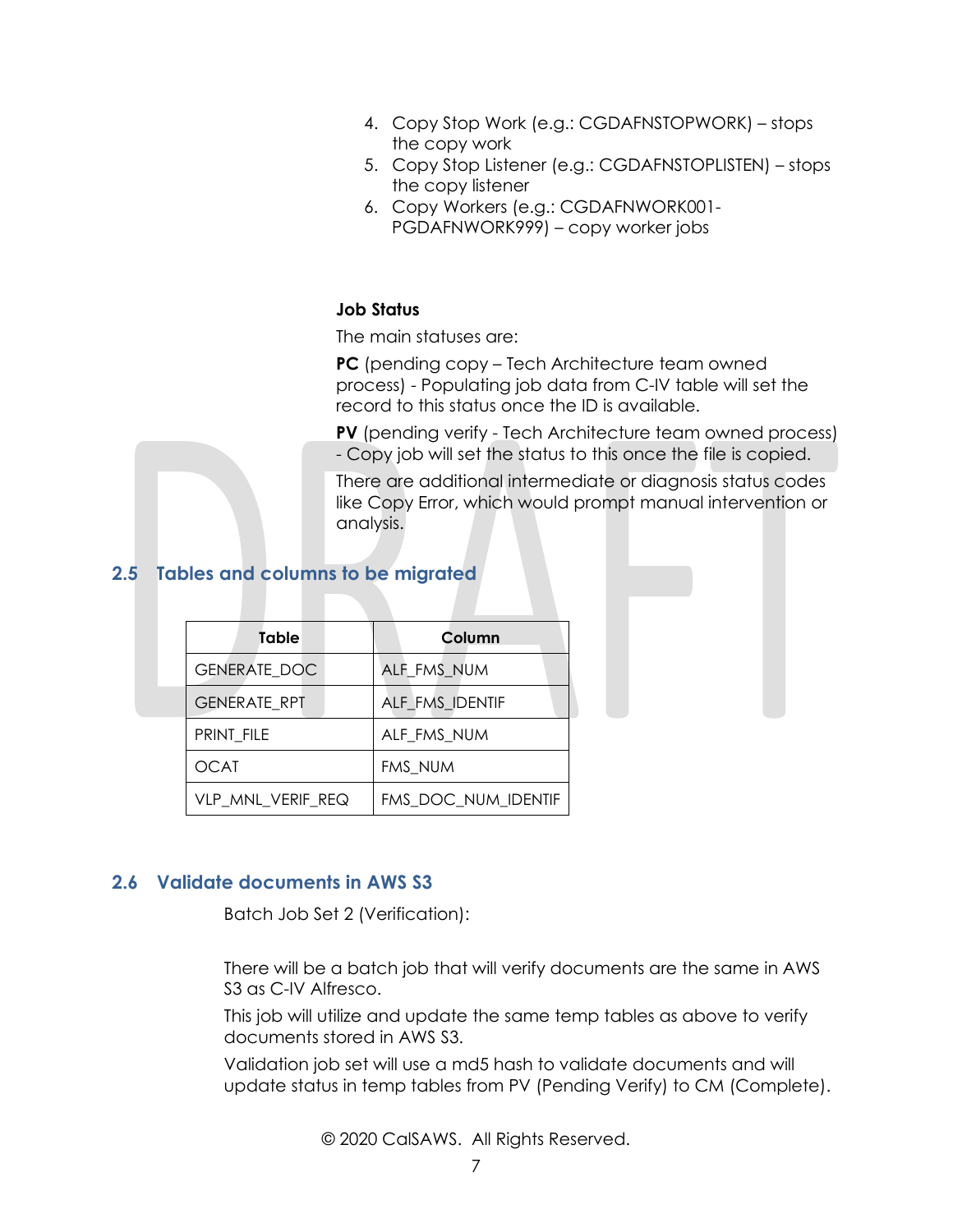4. Copy Stop Work (e.g.: CGDAFNSTOPWORK) – stops the copy work
5. Copy Stop Listener (e.g.: CGDAFNSTOPLISTEN) – stops the copy listener
6. Copy Workers (e.g.: CGDAFNWORK001-PGDAFNWORK999) – copy worker jobs

**Job Status**

The main statuses are:

**PC** (pending copy – Tech Architecture team owned process) - Populating job data from C-IV table will set the record to this status once the ID is available.

**PV** (pending verify - Tech Architecture team owned process) - Copy job will set the status to this once the file is copied.

There are additional intermediate or diagnosis status codes like Copy Error, which would prompt manual intervention or analysis.

## 2.5 Tables and columns to be migrated

| Table | Column |
|---|---|
| GENERATE_DOC | ALF_FMS_NUM |
| GENERATE_RPT | ALF_FMS_IDENTIF |
| PRINT_FILE | ALF_FMS_NUM |
| OCAT | FMS_NUM |
| VLP_MNL_VERIF_REQ | FMS_DOC_NUM_IDENTIF |

## 2.6 Validate documents in AWS S3

Batch Job Set 2 (Verification):

There will be a batch job that will verify documents are the same in AWS S3 as C-IV Alfresco.

This job will utilize and update the same temp tables as above to verify documents stored in AWS S3.

Validation job set will use a md5 hash to validate documents and will update status in temp tables from PV (Pending Verify) to CM (Complete).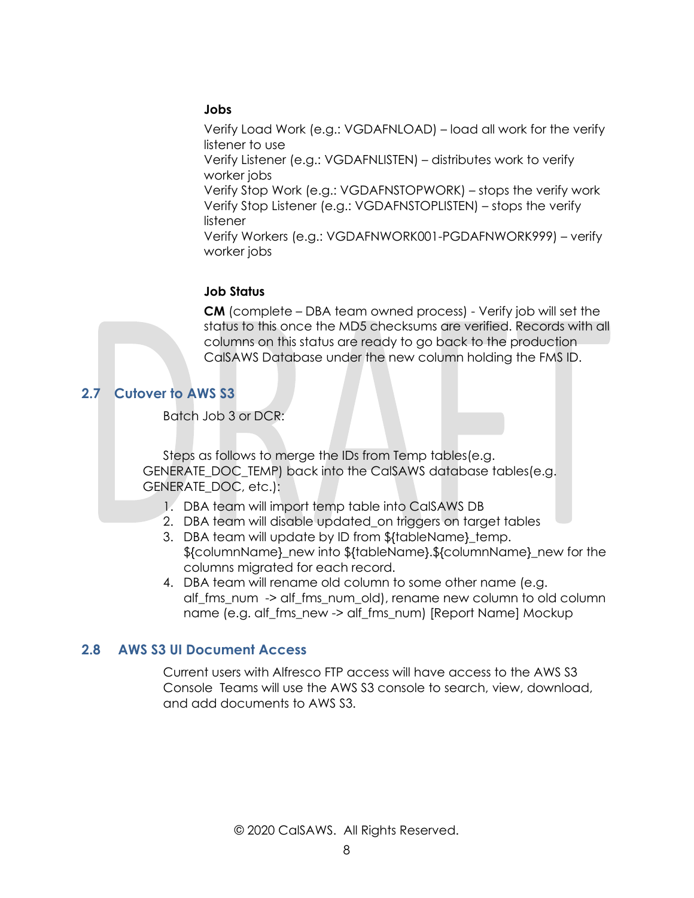**Jobs**

Verify Load Work (e.g.: VGDAFNLOAD) – load all work for the verify listener to use
Verify Listener (e.g.: VGDAFNLISTEN) – distributes work to verify worker jobs
Verify Stop Work (e.g.: VGDAFNSTOPWORK) – stops the verify work
Verify Stop Listener (e.g.: VGDAFNSTOPLISTEN) – stops the verify listener
Verify Workers (e.g.: VGDAFNWORK001-PGDAFNWORK999) – verify worker jobs

**Job Status**

**CM** (complete – DBA team owned process) - Verify job will set the status to this once the MD5 checksums are verified. Records with all columns on this status are ready to go back to the production CalSAWS Database under the new column holding the FMS ID.

## 2.7 Cutover to AWS S3

Batch Job 3 or DCR:

Steps as follows to merge the IDs from Temp tables(e.g. GENERATE_DOC_TEMP) back into the CalSAWS database tables(e.g. GENERATE_DOC, etc.):

1. DBA team will import temp table into CalSAWS DB
2. DBA team will disable updated_on triggers on target tables
3. DBA team will update by ID from ${tableName}_temp.${columnName}_new into ${tableName}.${columnName}_new for the columns migrated for each record.
4. DBA team will rename old column to some other name (e.g. alf_fms_num -> alf_fms_num_old), rename new column to old column name (e.g. alf_fms_new -> alf_fms_num) [Report Name] Mockup

## 2.8 AWS S3 UI Document Access

Current users with Alfresco FTP access will have access to the AWS S3 Console Teams will use the AWS S3 console to search, view, download, and add documents to AWS S3.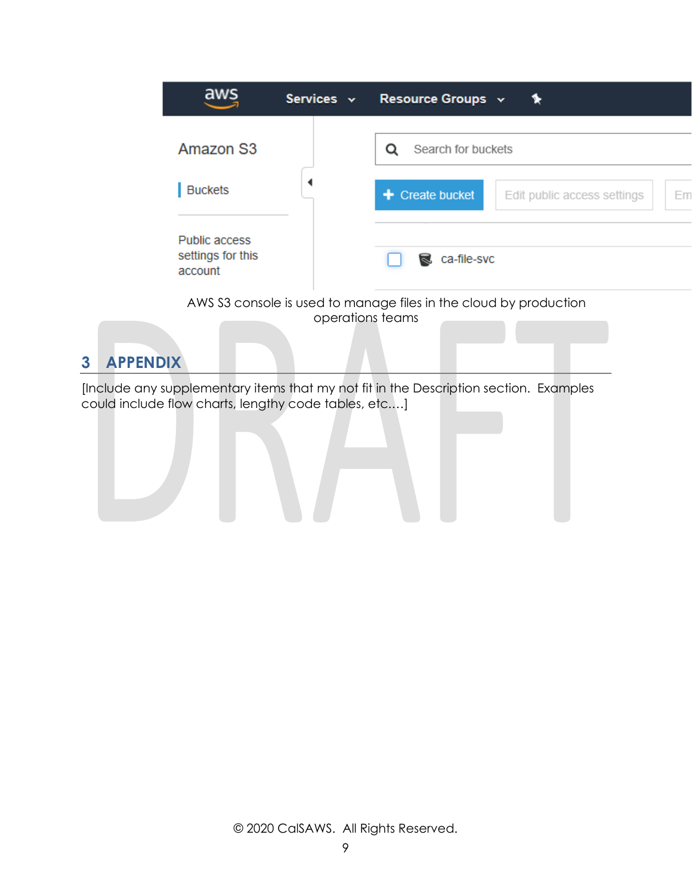AWS S3 console is used to manage files in the cloud by production operations teams

# 3 APPENDIX

[Include any supplementary items that my not fit in the Description section.  Examples could include flow charts, lengthy code tables, etc.…]

© 2020 CalSAWS.  All Rights Reserved.